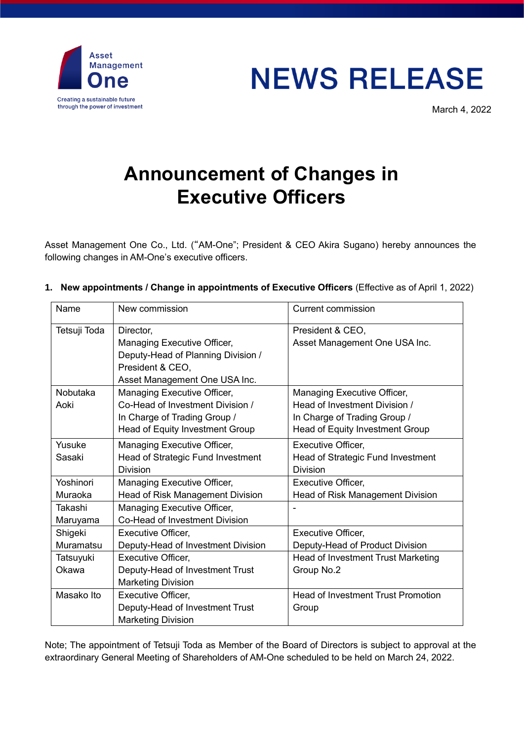Asset Management One

Creating a sustainable future through the power of investment

# NEWS RELEASE

March 4, 2022

# Announcement of Changes in Executive Officers

Asset Management One Co., Ltd. ("AM-One"; President & CEO Akira Sugano) hereby announces the following changes in AM-One's executive officers.

1. **New appointments / Change in appointments of Executive Officers** (Effective as of April 1, 2022)

| Name | New commission | Current commission |
|---|---|---|
| Tetsuji Toda | Director, Managing Executive Officer, Deputy-Head of Planning Division / President & CEO, Asset Management One USA Inc. | President & CEO, Asset Management One USA Inc. |
| Nobutaka Aoki | Managing Executive Officer, Co-Head of Investment Division / In Charge of Trading Group / Head of Equity Investment Group | Managing Executive Officer, Head of Investment Division / In Charge of Trading Group / Head of Equity Investment Group |
| Yusuke Sasaki | Managing Executive Officer, Head of Strategic Fund Investment Division | Executive Officer, Head of Strategic Fund Investment Division |
| Yoshinori Muraoka | Managing Executive Officer, Head of Risk Management Division | Executive Officer, Head of Risk Management Division |
| Takashi Maruyama | Managing Executive Officer, Co-Head of Investment Division | - |
| Shigeki Muramatsu | Executive Officer, Deputy-Head of Investment Division | Executive Officer, Deputy-Head of Product Division |
| Tatsuyuki Okawa | Executive Officer, Deputy-Head of Investment Trust Marketing Division | Head of Investment Trust Marketing Group No.2 |
| Masako Ito | Executive Officer, Deputy-Head of Investment Trust Marketing Division | Head of Investment Trust Promotion Group |

Note; The appointment of Tetsuji Toda as Member of the Board of Directors is subject to approval at the extraordinary General Meeting of Shareholders of AM-One scheduled to be held on March 24, 2022.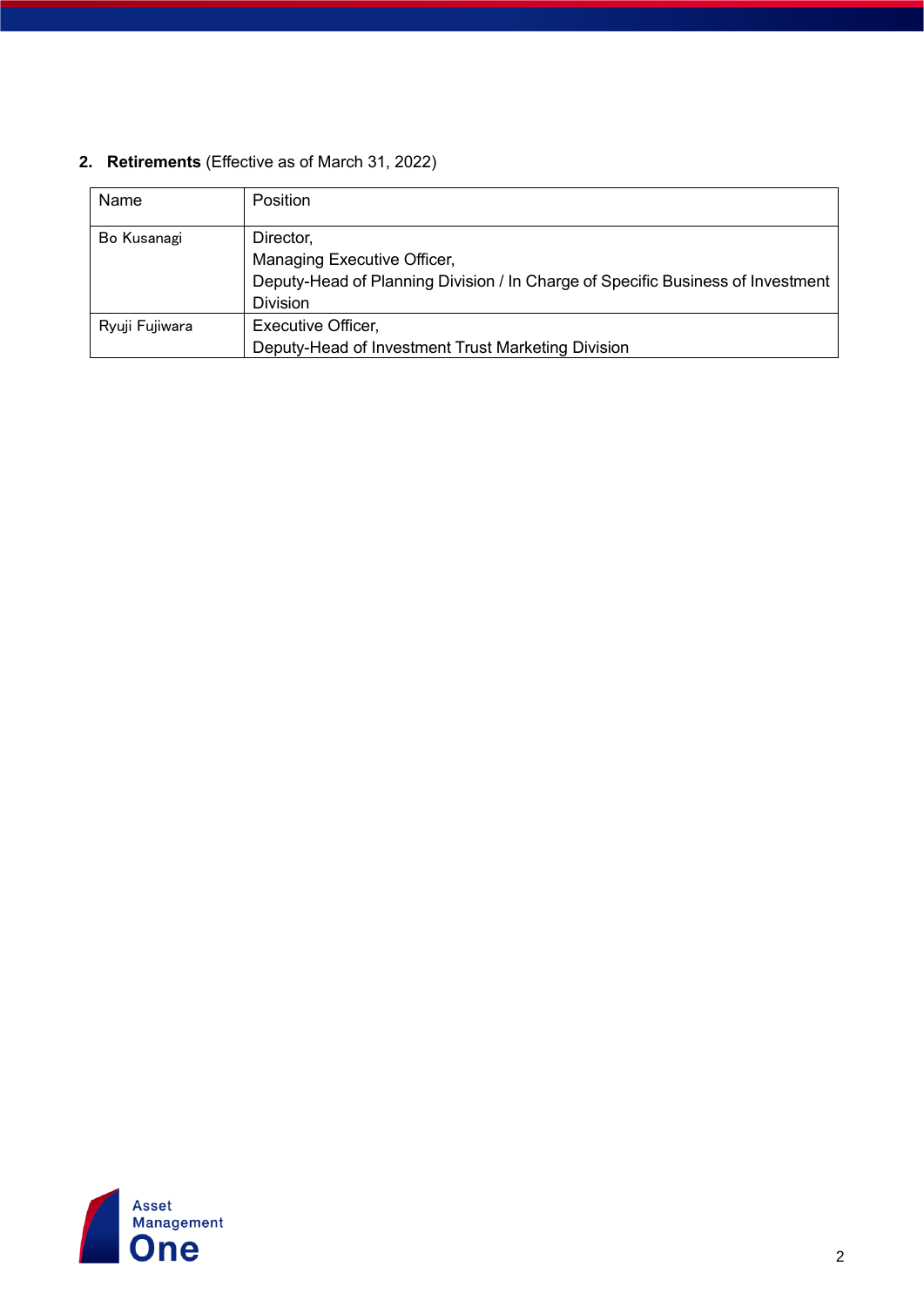2. **Retirements** (Effective as of March 31, 2022)

| Name | Position |
|---|---|
| Bo Kusanagi | Director,<br>Managing Executive Officer,<br>Deputy-Head of Planning Division / In Charge of Specific Business of Investment Division |
| Ryuji Fujiwara | Executive Officer,<br>Deputy-Head of Investment Trust Marketing Division |